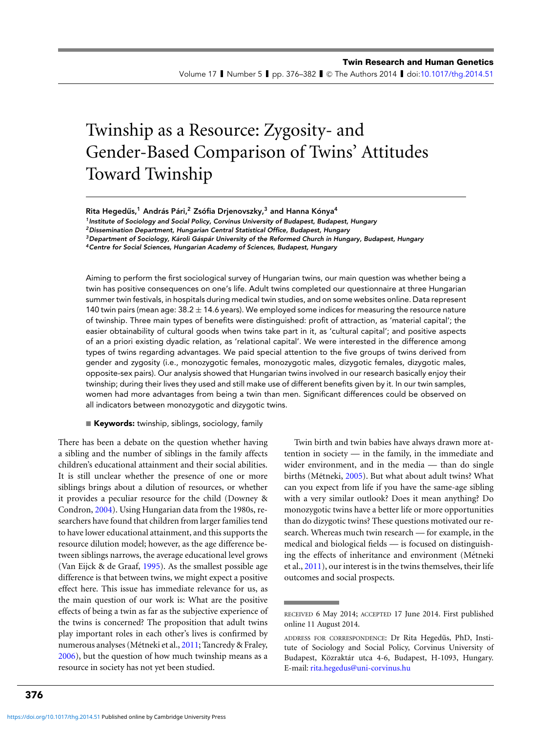# Twinship as a Resource: Zygosity- and Gender-Based Comparison of Twins' Attitudes Toward Twinship

**Rita Hegedűs,[1] András Pári,[2] Zsófia Drjenovszky,[3] and Hanna Kónya[4]**

[1] *Institute of Sociology and Social Policy, Corvinus University of Budapest, Budapest, Hungary*
[2] *Dissemination Department, Hungarian Central Statistical Office, Budapest, Hungary*
[3] *Department of Sociology, Károli Gáspár University of the Reformed Church in Hungary, Budapest, Hungary*
[4] *Centre for Social Sciences, Hungarian Academy of Sciences, Budapest, Hungary*

Aiming to perform the first sociological survey of Hungarian twins, our main question was whether being a twin has positive consequences on one's life. Adult twins completed our questionnaire at three Hungarian summer twin festivals, in hospitals during medical twin studies, and on some websites online. Data represent 140 twin pairs (mean age: $38.2 \pm 14.6$ years). We employed some indices for measuring the resource nature of twinship. Three main types of benefits were distinguished: profit of attraction, as 'material capital'; the easier obtainability of cultural goods when twins take part in it, as 'cultural capital'; and positive aspects of an a priori existing dyadic relation, as 'relational capital'. We were interested in the difference among types of twins regarding advantages. We paid special attention to the five groups of twins derived from gender and zygosity (i.e., monozygotic females, monozygotic males, dizygotic females, dizygotic males, opposite-sex pairs). Our analysis showed that Hungarian twins involved in our research basically enjoy their twinship; during their lives they used and still make use of different benefits given by it. In our twin samples, women had more advantages from being a twin than men. Significant differences could be observed on all indicators between monozygotic and dizygotic twins.

**Keywords:** twinship, siblings, sociology, family

There has been a debate on the question whether having a sibling and the number of siblings in the family affects children's educational attainment and their social abilities. It is still unclear whether the presence of one or more siblings brings about a dilution of resources, or whether it provides a peculiar resource for the child (Downey & Condron, 2004). Using Hungarian data from the 1980s, researchers have found that children from larger families tend to have lower educational attainment, and this supports the resource dilution model; however, as the age difference between siblings narrows, the average educational level grows (Van Eijck & de Graaf, 1995). As the smallest possible age difference is that between twins, we might expect a positive effect here. This issue has immediate relevance for us, as the main question of our work is: What are the positive effects of being a twin as far as the subjective experience of the twins is concerned? The proposition that adult twins play important roles in each other's lives is confirmed by numerous analyses (Métneki et al., 2011; Tancredy & Fraley, 2006), but the question of how much twinship means as a resource in society has not yet been studied.

Twin birth and twin babies have always drawn more attention in society — in the family, in the immediate and wider environment, and in the media — than do single births (Métneki, 2005). But what about adult twins? What can you expect from life if you have the same-age sibling with a very similar outlook? Does it mean anything? Do monozygotic twins have a better life or more opportunities than do dizygotic twins? These questions motivated our research. Whereas much twin research — for example, in the medical and biological fields — is focused on distinguishing the effects of inheritance and environment (Métneki et al., 2011), our interest is in the twins themselves, their life outcomes and social prospects.

RECEIVED 6 May 2014; ACCEPTED 17 June 2014. First published online 11 August 2014.

ADDRESS FOR CORRESPONDENCE: Dr Rita Hegedűs, PhD, Institute of Sociology and Social Policy, Corvinus University of Budapest, Közraktár utca 4-6, Budapest, H-1093, Hungary. E-mail: rita.hegedus@uni-corvinus.hu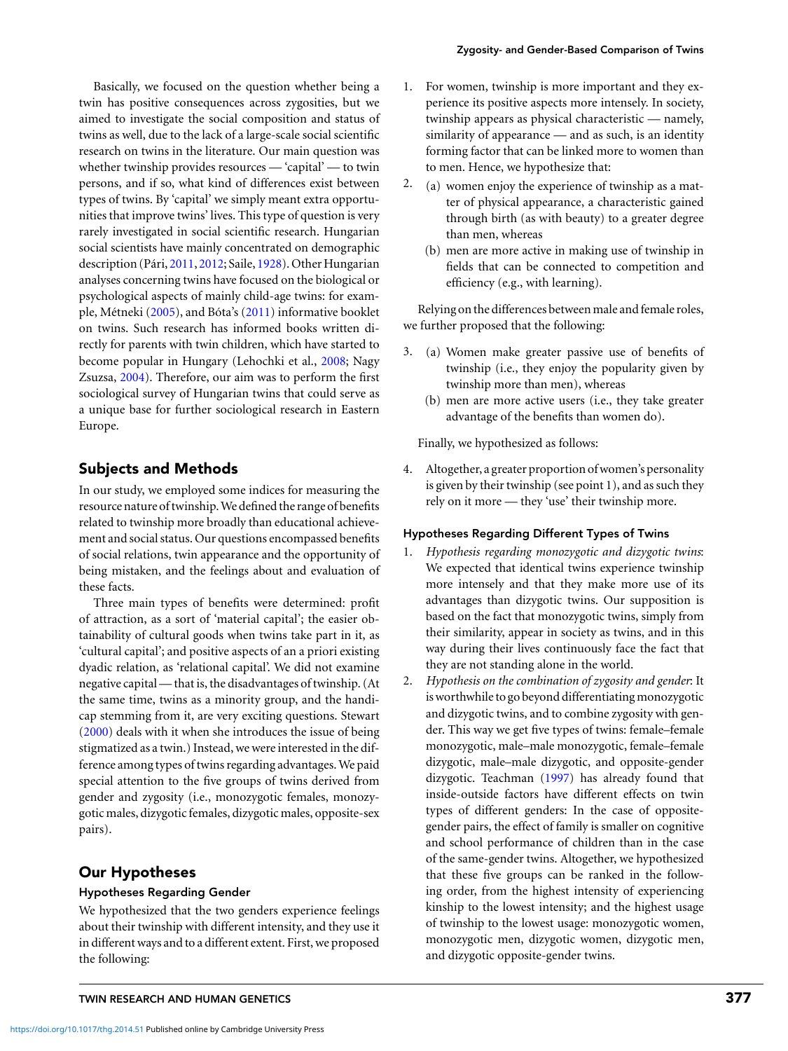Basically, we focused on the question whether being a twin has positive consequences across zygosities, but we aimed to investigate the social composition and status of twins as well, due to the lack of a large-scale social scientific research on twins in the literature. Our main question was whether twinship provides resources — 'capital' — to twin persons, and if so, what kind of differences exist between types of twins. By 'capital' we simply meant extra opportunities that improve twins' lives. This type of question is very rarely investigated in social scientific research. Hungarian social scientists have mainly concentrated on demographic description (Pári, 2011, 2012; Saile, 1928). Other Hungarian analyses concerning twins have focused on the biological or psychological aspects of mainly child-age twins: for example, Métneki (2005), and Bóta's (2011) informative booklet on twins. Such research has informed books written directly for parents with twin children, which have started to become popular in Hungary (Lehochki et al., 2008; Nagy Zsuzsa, 2004). Therefore, our aim was to perform the first sociological survey of Hungarian twins that could serve as a unique base for further sociological research in Eastern Europe.

## Subjects and Methods

In our study, we employed some indices for measuring the resource nature of twinship. We defined the range of benefits related to twinship more broadly than educational achievement and social status. Our questions encompassed benefits of social relations, twin appearance and the opportunity of being mistaken, and the feelings about and evaluation of these facts.

Three main types of benefits were determined: profit of attraction, as a sort of 'material capital'; the easier obtainability of cultural goods when twins take part in it, as 'cultural capital'; and positive aspects of an a priori existing dyadic relation, as 'relational capital'. We did not examine negative capital — that is, the disadvantages of twinship. (At the same time, twins as a minority group, and the handicap stemming from it, are very exciting questions. Stewart (2000) deals with it when she introduces the issue of being stigmatized as a twin.) Instead, we were interested in the difference among types of twins regarding advantages. We paid special attention to the five groups of twins derived from gender and zygosity (i.e., monozygotic females, monozygotic males, dizygotic females, dizygotic males, opposite-sex pairs).

## Our Hypotheses

### Hypotheses Regarding Gender

We hypothesized that the two genders experience feelings about their twinship with different intensity, and they use it in different ways and to a different extent. First, we proposed the following:

1. For women, twinship is more important and they experience its positive aspects more intensely. In society, twinship appears as physical characteristic — namely, similarity of appearance — and as such, is an identity forming factor that can be linked more to women than to men. Hence, we hypothesize that:
2. (a) women enjoy the experience of twinship as a matter of physical appearance, a characteristic gained through birth (as with beauty) to a greater degree than men, whereas
   (b) men are more active in making use of twinship in fields that can be connected to competition and efficiency (e.g., with learning).

Relying on the differences between male and female roles, we further proposed that the following:

3. (a) Women make greater passive use of benefits of twinship (i.e., they enjoy the popularity given by twinship more than men), whereas
   (b) men are more active users (i.e., they take greater advantage of the benefits than women do).

Finally, we hypothesized as follows:

4. Altogether, a greater proportion of women's personality is given by their twinship (see point 1), and as such they rely on it more — they 'use' their twinship more.

### Hypotheses Regarding Different Types of Twins

1. *Hypothesis regarding monozygotic and dizygotic twins*: We expected that identical twins experience twinship more intensely and that they make more use of its advantages than dizygotic twins. Our supposition is based on the fact that monozygotic twins, simply from their similarity, appear in society as twins, and in this way during their lives continuously face the fact that they are not standing alone in the world.
2. *Hypothesis on the combination of zygosity and gender*: It is worthwhile to go beyond differentiating monozygotic and dizygotic twins, and to combine zygosity with gender. This way we get five types of twins: female–female monozygotic, male–male monozygotic, female–female dizygotic, male–male dizygotic, and opposite-gender dizygotic. Teachman (1997) has already found that inside-outside factors have different effects on twin types of different genders: In the case of opposite-gender pairs, the effect of family is smaller on cognitive and school performance of children than in the case of the same-gender twins. Altogether, we hypothesized that these five groups can be ranked in the following order, from the highest intensity of experiencing kinship to the lowest intensity; and the highest usage of twinship to the lowest usage: monozygotic women, monozygotic men, dizygotic women, dizygotic men, and dizygotic opposite-gender twins.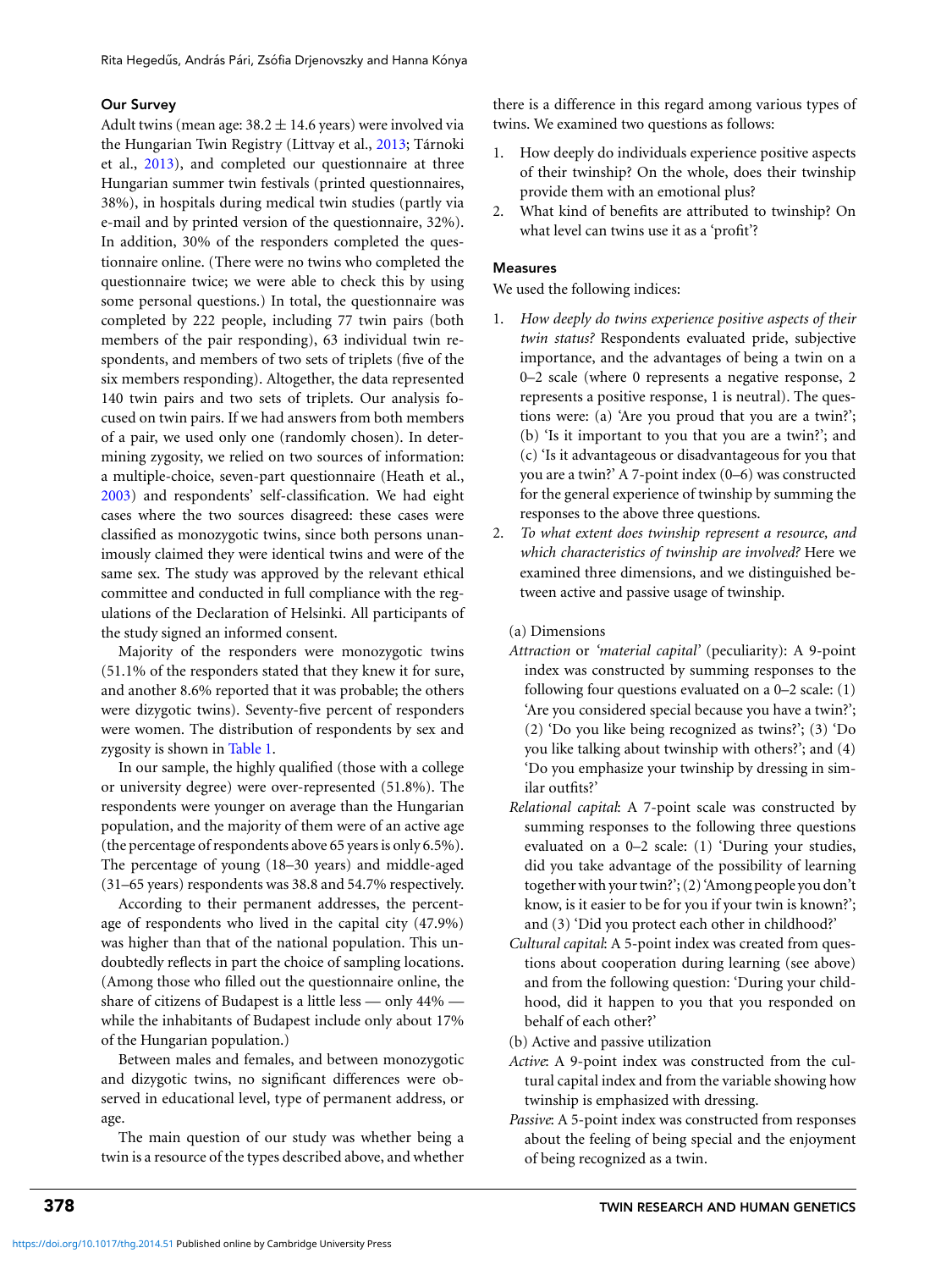### Our Survey

Adult twins (mean age: $38.2 \pm 14.6$ years) were involved via the Hungarian Twin Registry (Littvay et al., 2013; Tárnoki et al., 2013), and completed our questionnaire at three Hungarian summer twin festivals (printed questionnaires, 38%), in hospitals during medical twin studies (partly via e-mail and by printed version of the questionnaire, 32%). In addition, 30% of the responders completed the questionnaire online. (There were no twins who completed the questionnaire twice; we were able to check this by using some personal questions.) In total, the questionnaire was completed by 222 people, including 77 twin pairs (both members of the pair responding), 63 individual twin respondents, and members of two sets of triplets (five of the six members responding). Altogether, the data represented 140 twin pairs and two sets of triplets. Our analysis focused on twin pairs. If we had answers from both members of a pair, we used only one (randomly chosen). In determining zygosity, we relied on two sources of information: a multiple-choice, seven-part questionnaire (Heath et al., 2003) and respondents' self-classification. We had eight cases where the two sources disagreed: these cases were classified as monozygotic twins, since both persons unanimously claimed they were identical twins and were of the same sex. The study was approved by the relevant ethical committee and conducted in full compliance with the regulations of the Declaration of Helsinki. All participants of the study signed an informed consent.

Majority of the responders were monozygotic twins (51.1% of the responders stated that they knew it for sure, and another 8.6% reported that it was probable; the others were dizygotic twins). Seventy-five percent of responders were women. The distribution of respondents by sex and zygosity is shown in Table 1.

In our sample, the highly qualified (those with a college or university degree) were over-represented (51.8%). The respondents were younger on average than the Hungarian population, and the majority of them were of an active age (the percentage of respondents above 65 years is only 6.5%). The percentage of young (18–30 years) and middle-aged (31–65 years) respondents was 38.8 and 54.7% respectively.

According to their permanent addresses, the percentage of respondents who lived in the capital city (47.9%) was higher than that of the national population. This undoubtedly reflects in part the choice of sampling locations. (Among those who filled out the questionnaire online, the share of citizens of Budapest is a little less — only 44% — while the inhabitants of Budapest include only about 17% of the Hungarian population.)

Between males and females, and between monozygotic and dizygotic twins, no significant differences were observed in educational level, type of permanent address, or age.

The main question of our study was whether being a twin is a resource of the types described above, and whether there is a difference in this regard among various types of twins. We examined two questions as follows:

1. How deeply do individuals experience positive aspects of their twinship? On the whole, does their twinship provide them with an emotional plus?
2. What kind of benefits are attributed to twinship? On what level can twins use it as a 'profit'?

### Measures

We used the following indices:

1. *How deeply do twins experience positive aspects of their twin status?* Respondents evaluated pride, subjective importance, and the advantages of being a twin on a 0–2 scale (where 0 represents a negative response, 2 represents a positive response, 1 is neutral). The questions were: (a) 'Are you proud that you are a twin?'; (b) 'Is it important to you that you are a twin?'; and (c) 'Is it advantageous or disadvantageous for you that you are a twin?' A 7-point index (0–6) was constructed for the general experience of twinship by summing the responses to the above three questions.
2. *To what extent does twinship represent a resource, and which characteristics of twinship are involved?* Here we examined three dimensions, and we distinguished between active and passive usage of twinship.

   (a) Dimensions

   *Attraction* or *'material capital'* (peculiarity): A 9-point index was constructed by summing responses to the following four questions evaluated on a 0–2 scale: (1) 'Are you considered special because you have a twin?'; (2) 'Do you like being recognized as twins?'; (3) 'Do you like talking about twinship with others?'; and (4) 'Do you emphasize your twinship by dressing in similar outfits?'

   *Relational capital*: A 7-point scale was constructed by summing responses to the following three questions evaluated on a 0–2 scale: (1) 'During your studies, did you take advantage of the possibility of learning together with your twin?'; (2) 'Among people you don't know, is it easier to be for you if your twin is known?'; and (3) 'Did you protect each other in childhood?'

   *Cultural capital*: A 5-point index was created from questions about cooperation during learning (see above) and from the following question: 'During your childhood, did it happen to you that you responded on behalf of each other?'

   (b) Active and passive utilization

   *Active*: A 9-point index was constructed from the cultural capital index and from the variable showing how twinship is emphasized with dressing.

   *Passive*: A 5-point index was constructed from responses about the feeling of being special and the enjoyment of being recognized as a twin.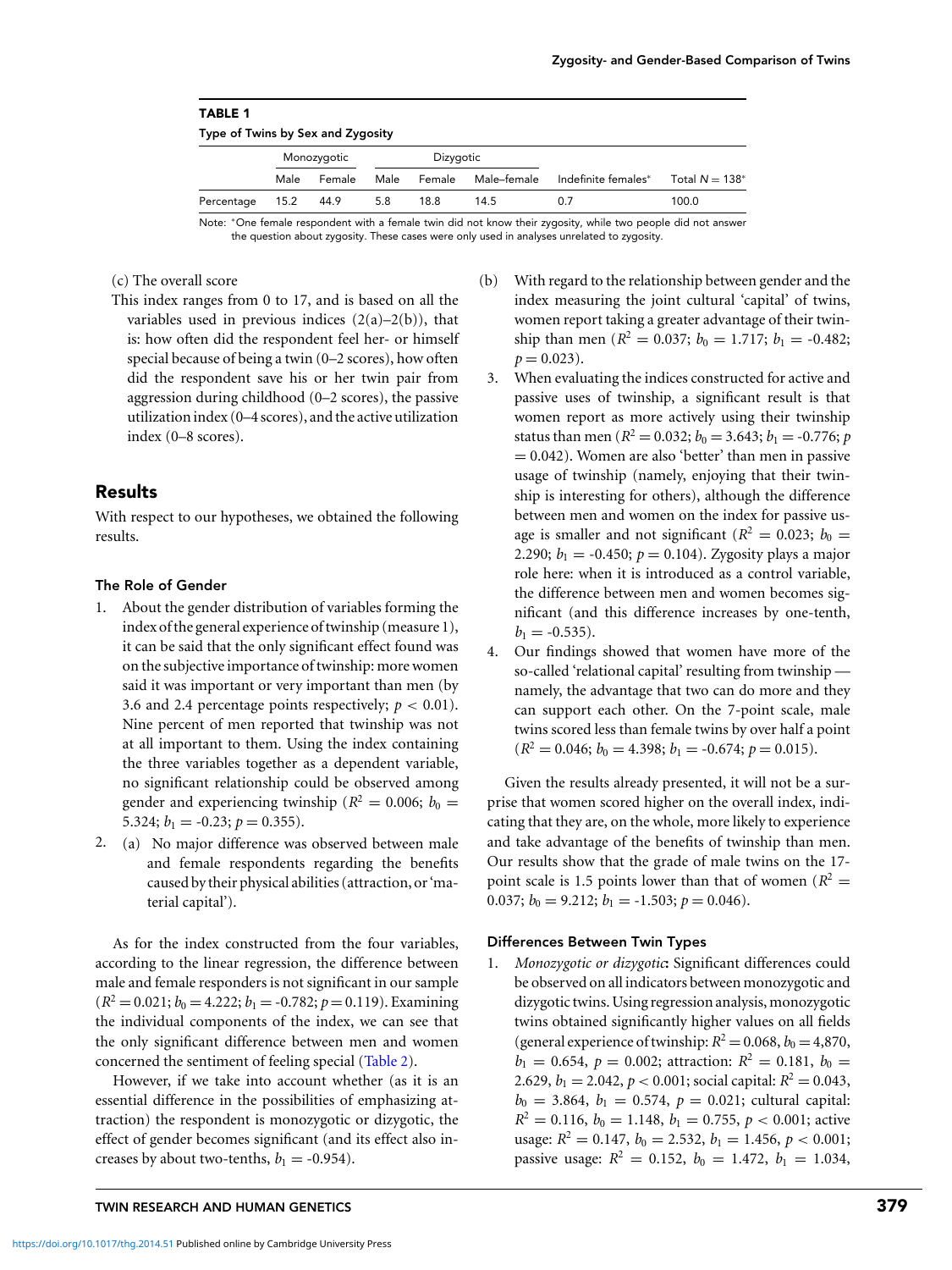**TABLE 1**

Type of Twins by Sex and Zygosity

| | Monozygotic | | Dizygotic | | | | |
|---|---|---|---|---|---|---|---|
| | Male | Female | Male | Female | Male–female | Indefinite females* | Total $N = 138$* |
| Percentage | 15.2 | 44.9 | 5.8 | 18.8 | 14.5 | 0.7 | 100.0 |

Note: *One female respondent with a female twin did not know their zygosity, while two people did not answer the question about zygosity. These cases were only used in analyses unrelated to zygosity.

(c) The overall score

This index ranges from 0 to 17, and is based on all the variables used in previous indices (2(a)–2(b)), that is: how often did the respondent feel her- or himself special because of being a twin (0–2 scores), how often did the respondent save his or her twin pair from aggression during childhood (0–2 scores), the passive utilization index (0–4 scores), and the active utilization index (0–8 scores).

## Results

With respect to our hypotheses, we obtained the following results.

### The Role of Gender

1. About the gender distribution of variables forming the index of the general experience of twinship (measure 1), it can be said that the only significant effect found was on the subjective importance of twinship: more women said it was important or very important than men (by 3.6 and 2.4 percentage points respectively; $p < 0.01$). Nine percent of men reported that twinship was not at all important to them. Using the index containing the three variables together as a dependent variable, no significant relationship could be observed among gender and experiencing twinship ($R^2 = 0.006$; $b_0 = 5.324$; $b_1 = -0.23$; $p = 0.355$).
2. (a) No major difference was observed between male and female respondents regarding the benefits caused by their physical abilities (attraction, or 'material capital').

As for the index constructed from the four variables, according to the linear regression, the difference between male and female responders is not significant in our sample ($R^2 = 0.021$; $b_0 = 4.222$; $b_1 = -0.782$; $p = 0.119$). Examining the individual components of the index, we can see that the only significant difference between men and women concerned the sentiment of feeling special (Table 2).

However, if we take into account whether (as it is an essential difference in the possibilities of emphasizing attraction) the respondent is monozygotic or dizygotic, the effect of gender becomes significant (and its effect also increases by about two-tenths, $b_1 = -0.954$).

(b) With regard to the relationship between gender and the index measuring the joint cultural 'capital' of twins, women report taking a greater advantage of their twinship than men ($R^2 = 0.037$; $b_0 = 1.717$; $b_1 = -0.482$; $p = 0.023$).

3. When evaluating the indices constructed for active and passive uses of twinship, a significant result is that women report as more actively using their twinship status than men ($R^2 = 0.032$; $b_0 = 3.643$; $b_1 = -0.776$; $p = 0.042$). Women are also 'better' than men in passive usage of twinship (namely, enjoying that their twinship is interesting for others), although the difference between men and women on the index for passive usage is smaller and not significant ($R^2 = 0.023$; $b_0 = 2.290$; $b_1 = -0.450$; $p = 0.104$). Zygosity plays a major role here: when it is introduced as a control variable, the difference between men and women becomes significant (and this difference increases by one-tenth, $b_1 = -0.535$).
4. Our findings showed that women have more of the so-called 'relational capital' resulting from twinship — namely, the advantage that two can do more and they can support each other. On the 7-point scale, male twins scored less than female twins by over half a point ($R^2 = 0.046$; $b_0 = 4.398$; $b_1 = -0.674$; $p = 0.015$).

Given the results already presented, it will not be a surprise that women scored higher on the overall index, indicating that they are, on the whole, more likely to experience and take advantage of the benefits of twinship than men. Our results show that the grade of male twins on the 17-point scale is 1.5 points lower than that of women ($R^2 = 0.037$; $b_0 = 9.212$; $b_1 = -1.503$; $p = 0.046$).

### Differences Between Twin Types

1. *Monozygotic or dizygotic***:** Significant differences could be observed on all indicators between monozygotic and dizygotic twins. Using regression analysis, monozygotic twins obtained significantly higher values on all fields (general experience of twinship: $R^2 = 0.068$, $b_0 = 4{,}870$, $b_1 = 0.654$, $p = 0.002$; attraction: $R^2 = 0.181$, $b_0 = 2.629$, $b_1 = 2.042$, $p < 0.001$; social capital: $R^2 = 0.043$, $b_0 = 3.864$, $b_1 = 0.574$, $p = 0.021$; cultural capital: $R^2 = 0.116$, $b_0 = 1.148$, $b_1 = 0.755$, $p < 0.001$; active usage: $R^2 = 0.147$, $b_0 = 2.532$, $b_1 = 1.456$, $p < 0.001$; passive usage: $R^2 = 0.152$, $b_0 = 1.472$, $b_1 = 1.034$,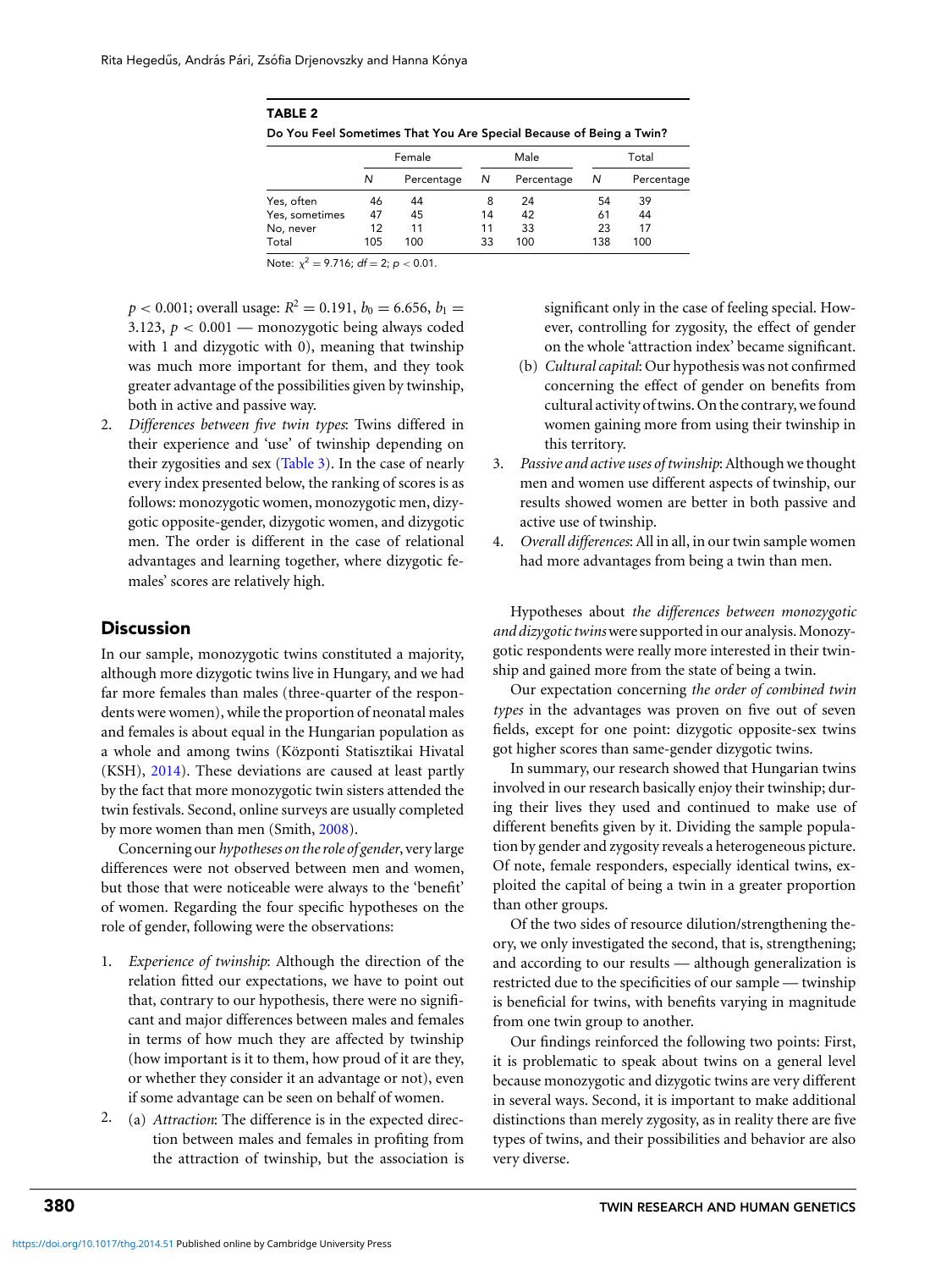**TABLE 2**

**Do You Feel Sometimes That You Are Special Because of Being a Twin?**

| | Female | | Male | | Total | |
|---|---|---|---|---|---|---|
| | *N* | Percentage | *N* | Percentage | *N* | Percentage |
| Yes, often | 46 | 44 | 8 | 24 | 54 | 39 |
| Yes, sometimes | 47 | 45 | 14 | 42 | 61 | 44 |
| No, never | 12 | 11 | 11 | 33 | 23 | 17 |
| Total | 105 | 100 | 33 | 100 | 138 | 100 |

Note: $\chi^2 = 9.716$; $df = 2$; $p < 0.01$.

$p < 0.001$; overall usage: $R^2 = 0.191$, $b_0 = 6.656$, $b_1 = 3.123$, $p < 0.001$ — monozygotic being always coded with 1 and dizygotic with 0), meaning that twinship was much more important for them, and they took greater advantage of the possibilities given by twinship, both in active and passive way.

2. *Differences between five twin types*: Twins differed in their experience and 'use' of twinship depending on their zygosities and sex (Table 3). In the case of nearly every index presented below, the ranking of scores is as follows: monozygotic women, monozygotic men, dizygotic opposite-gender, dizygotic women, and dizygotic men. The order is different in the case of relational advantages and learning together, where dizygotic females' scores are relatively high.

## Discussion

In our sample, monozygotic twins constituted a majority, although more dizygotic twins live in Hungary, and we had far more females than males (three-quarter of the respondents were women), while the proportion of neonatal males and females is about equal in the Hungarian population as a whole and among twins (Központi Statisztikai Hivatal (KSH), 2014). These deviations are caused at least partly by the fact that more monozygotic twin sisters attended the twin festivals. Second, online surveys are usually completed by more women than men (Smith, 2008).

Concerning our *hypotheses on the role of gender*, very large differences were not observed between men and women, but those that were noticeable were always to the 'benefit' of women. Regarding the four specific hypotheses on the role of gender, following were the observations:

1. *Experience of twinship*: Although the direction of the relation fitted our expectations, we have to point out that, contrary to our hypothesis, there were no significant and major differences between males and females in terms of how much they are affected by twinship (how important is it to them, how proud of it are they, or whether they consider it an advantage or not), even if some advantage can be seen on behalf of women.
2. (a) *Attraction*: The difference is in the expected direction between males and females in profiting from the attraction of twinship, but the association is significant only in the case of feeling special. However, controlling for zygosity, the effect of gender on the whole 'attraction index' became significant.
   (b) *Cultural capital*: Our hypothesis was not confirmed concerning the effect of gender on benefits from cultural activity of twins. On the contrary, we found women gaining more from using their twinship in this territory.
3. *Passive and active uses of twinship*: Although we thought men and women use different aspects of twinship, our results showed women are better in both passive and active use of twinship.
4. *Overall differences*: All in all, in our twin sample women had more advantages from being a twin than men.

Hypotheses about *the differences between monozygotic and dizygotic twins* were supported in our analysis. Monozygotic respondents were really more interested in their twinship and gained more from the state of being a twin.

Our expectation concerning *the order of combined twin types* in the advantages was proven on five out of seven fields, except for one point: dizygotic opposite-sex twins got higher scores than same-gender dizygotic twins.

In summary, our research showed that Hungarian twins involved in our research basically enjoy their twinship; during their lives they used and continued to make use of different benefits given by it. Dividing the sample population by gender and zygosity reveals a heterogeneous picture. Of note, female responders, especially identical twins, exploited the capital of being a twin in a greater proportion than other groups.

Of the two sides of resource dilution/strengthening theory, we only investigated the second, that is, strengthening; and according to our results — although generalization is restricted due to the specificities of our sample — twinship is beneficial for twins, with benefits varying in magnitude from one twin group to another.

Our findings reinforced the following two points: First, it is problematic to speak about twins on a general level because monozygotic and dizygotic twins are very different in several ways. Second, it is important to make additional distinctions than merely zygosity, as in reality there are five types of twins, and their possibilities and behavior are also very diverse.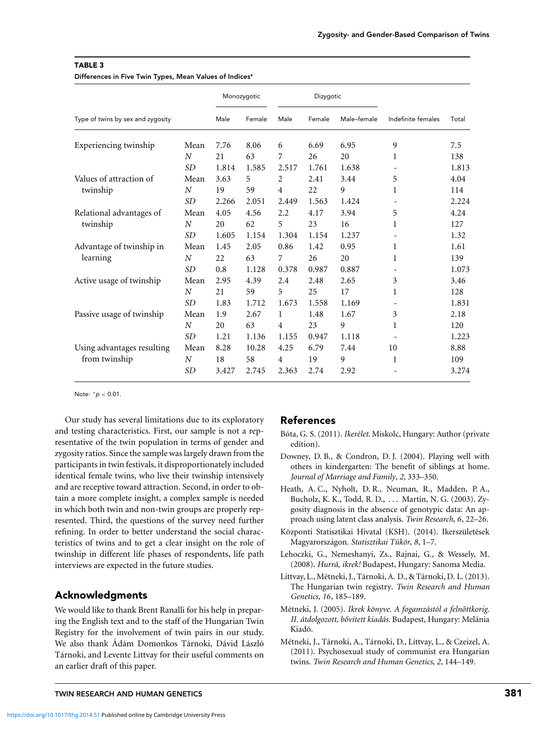**TABLE 3**

**Differences in Five Twin Types, Mean Values of Indices***

| Type of twins by sex and zygosity | | Monozygotic | | Dizygotic | | | Indefinite females | Total |
|---|---|---|---|---|---|---|---|---|
| | | Male | Female | Male | Female | Male–female | | |
| Experiencing twinship | Mean | 7.76 | 8.06 | 6 | 6.69 | 6.95 | 9 | 7.5 |
| | *N* | 21 | 63 | 7 | 26 | 20 | 1 | 138 |
| | *SD* | 1.814 | 1.585 | 2.517 | 1.761 | 1.638 | - | 1.813 |
| Values of attraction of twinship | Mean | 3.63 | 5 | 2 | 2.41 | 3.44 | 5 | 4.04 |
| | *N* | 19 | 59 | 4 | 22 | 9 | 1 | 114 |
| | *SD* | 2.266 | 2.051 | 2.449 | 1.563 | 1.424 | - | 2.224 |
| Relational advantages of twinship | Mean | 4.05 | 4.56 | 2.2 | 4.17 | 3.94 | 5 | 4.24 |
| | *N* | 20 | 62 | 5 | 23 | 16 | 1 | 127 |
| | *SD* | 1.605 | 1.154 | 1.304 | 1.154 | 1.237 | - | 1.32 |
| Advantage of twinship in learning | Mean | 1.45 | 2.05 | 0.86 | 1.42 | 0.95 | 1 | 1.61 |
| | *N* | 22 | 63 | 7 | 26 | 20 | 1 | 139 |
| | *SD* | 0.8 | 1.128 | 0.378 | 0.987 | 0.887 | - | 1.073 |
| Active usage of twinship | Mean | 2.95 | 4.39 | 2.4 | 2.48 | 2.65 | 3 | 3.46 |
| | *N* | 21 | 59 | 5 | 25 | 17 | 1 | 128 |
| | *SD* | 1.83 | 1.712 | 1.673 | 1.558 | 1.169 | - | 1.831 |
| Passive usage of twinship | Mean | 1.9 | 2.67 | 1 | 1.48 | 1.67 | 3 | 2.18 |
| | *N* | 20 | 63 | 4 | 23 | 9 | 1 | 120 |
| | *SD* | 1.21 | 1.136 | 1.155 | 0.947 | 1.118 | - | 1.223 |
| Using advantages resulting from twinship | Mean | 8.28 | 10.28 | 4.25 | 6.79 | 7.44 | 10 | 8.88 |
| | *N* | 18 | 58 | 4 | 19 | 9 | 1 | 109 |
| | *SD* | 3.427 | 2.745 | 2.363 | 2.74 | 2.92 | - | 3.274 |

Note: $^{*}p < 0.01$.

Our study has several limitations due to its exploratory and testing characteristics. First, our sample is not a representative of the twin population in terms of gender and zygosity ratios. Since the sample was largely drawn from the participants in twin festivals, it disproportionately included identical female twins, who live their twinship intensively and are receptive toward attraction. Second, in order to obtain a more complete insight, a complex sample is needed in which both twin and non-twin groups are properly represented. Third, the questions of the survey need further refining. In order to better understand the social characteristics of twins and to get a clear insight on the role of twinship in different life phases of respondents, life path interviews are expected in the future studies.

## Acknowledgments

We would like to thank Brent Ranalli for his help in preparing the English text and to the staff of the Hungarian Twin Registry for the involvement of twin pairs in our study. We also thank Ádám Domonkos Tárnoki, Dávid László Tárnoki, and Levente Littvay for their useful comments on an earlier draft of this paper.

## References

Bóta, G. S. (2011). *Ikerélet.* Miskolc, Hungary: Author (private edition).

Downey, D. B., & Condron, D. J. (2004). Playing well with others in kindergarten: The benefit of siblings at home. *Journal of Marriage and Family*, *2*, 333–350.

Heath, A. C., Nyholt, D. R., Neuman, R., Madden, P. A., Bucholz, K. K., Todd, R. D., . . . Martin, N. G. (2003). Zygosity diagnosis in the absence of genotypic data: An approach using latent class analysis. *Twin Research*, *6*, 22–26.

Központi Statisztikai Hivatal (KSH). (2014). Ikerszületések Magyarországon. *Statisztikai Tükör*, *8*, 1–7.

Lehoczki, G., Nemeshanyi, Zs., Rajnai, G., & Wessely, M. (2008). *Hurrá, ikrek!* Budapest, Hungary: Sanoma Media.

Littvay, L., Métneki, J., Tárnoki, A. D., & Tárnoki, D. L. (2013). The Hungarian twin registry. *Twin Research and Human Genetics*, *16*, 185–189.

Métneki, J. (2005). *Ikrek könyve. A fogamzástól a felnőttkorig. II. átdolgozott, bővített kiadás.* Budapest, Hungary: Melánia Kiadó.

Métneki, J., Tárnoki, A., Tárnoki, D., Littvay, L., & Czeizel, A. (2011). Psychosexual study of communist era Hungarian twins. *Twin Research and Human Genetics*, *2*, 144–149.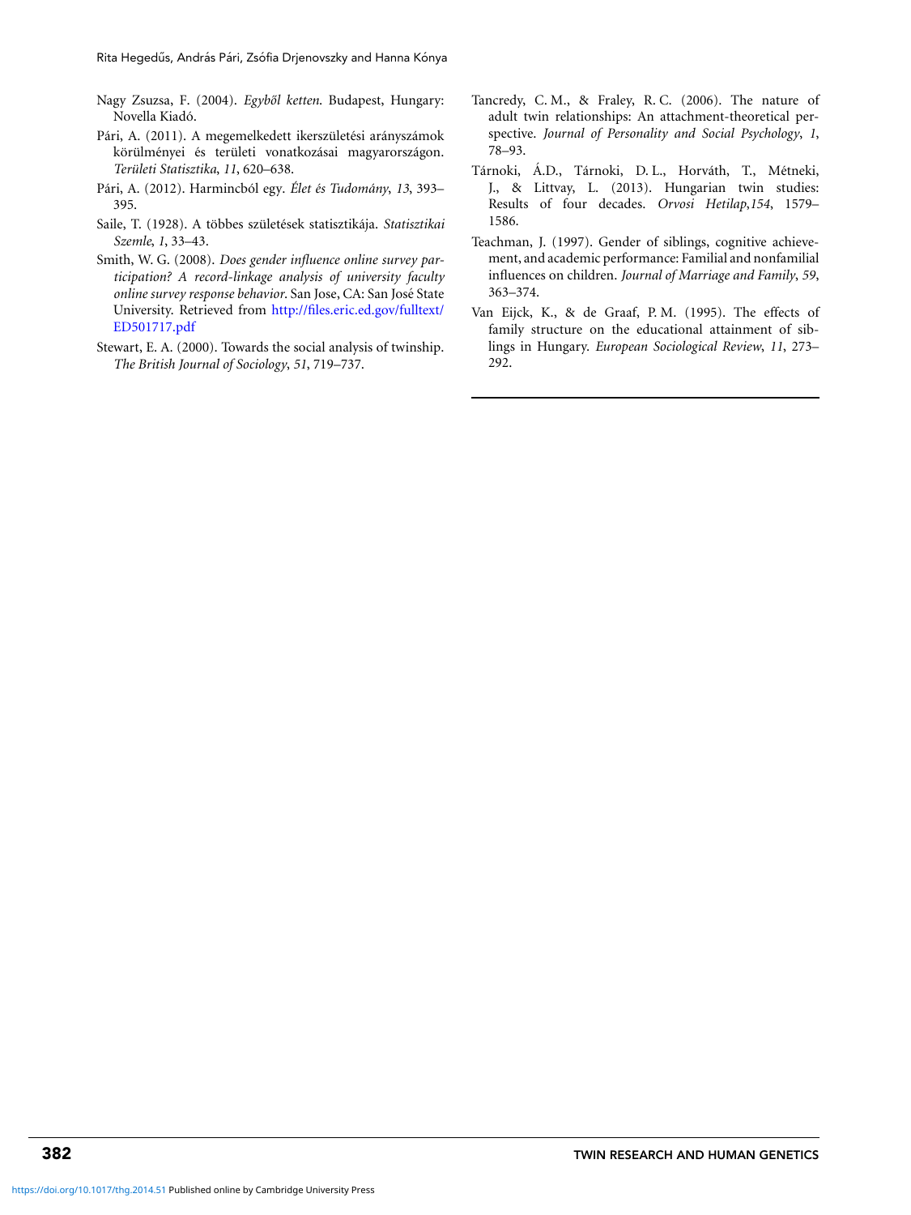Nagy Zsuzsa, F. (2004). *Egyből ketten*. Budapest, Hungary: Novella Kiadó.

Pári, A. (2011). A megemelkedett ikerszületési arányszámok körülményei és területi vonatkozásai magyarországon. *Területi Statisztika*, *11*, 620–638.

Pári, A. (2012). Harmincból egy. *Élet és Tudomány*, *13*, 393–395.

Saile, T. (1928). A többes születések statisztikája. *Statisztikai Szemle*, *1*, 33–43.

Smith, W. G. (2008). *Does gender influence online survey participation? A record-linkage analysis of university faculty online survey response behavior*. San Jose, CA: San José State University. Retrieved from http://files.eric.ed.gov/fulltext/ED501717.pdf

Stewart, E. A. (2000). Towards the social analysis of twinship. *The British Journal of Sociology*, *51*, 719–737.

Tancredy, C. M., & Fraley, R. C. (2006). The nature of adult twin relationships: An attachment-theoretical perspective. *Journal of Personality and Social Psychology*, *1*, 78–93.

Tárnoki, Á.D., Tárnoki, D. L., Horváth, T., Métneki, J., & Littvay, L. (2013). Hungarian twin studies: Results of four decades. *Orvosi Hetilap*,*154*, 1579–1586.

Teachman, J. (1997). Gender of siblings, cognitive achievement, and academic performance: Familial and nonfamilial influences on children. *Journal of Marriage and Family*, *59*, 363–374.

Van Eijck, K., & de Graaf, P. M. (1995). The effects of family structure on the educational attainment of siblings in Hungary. *European Sociological Review*, *11*, 273–292.